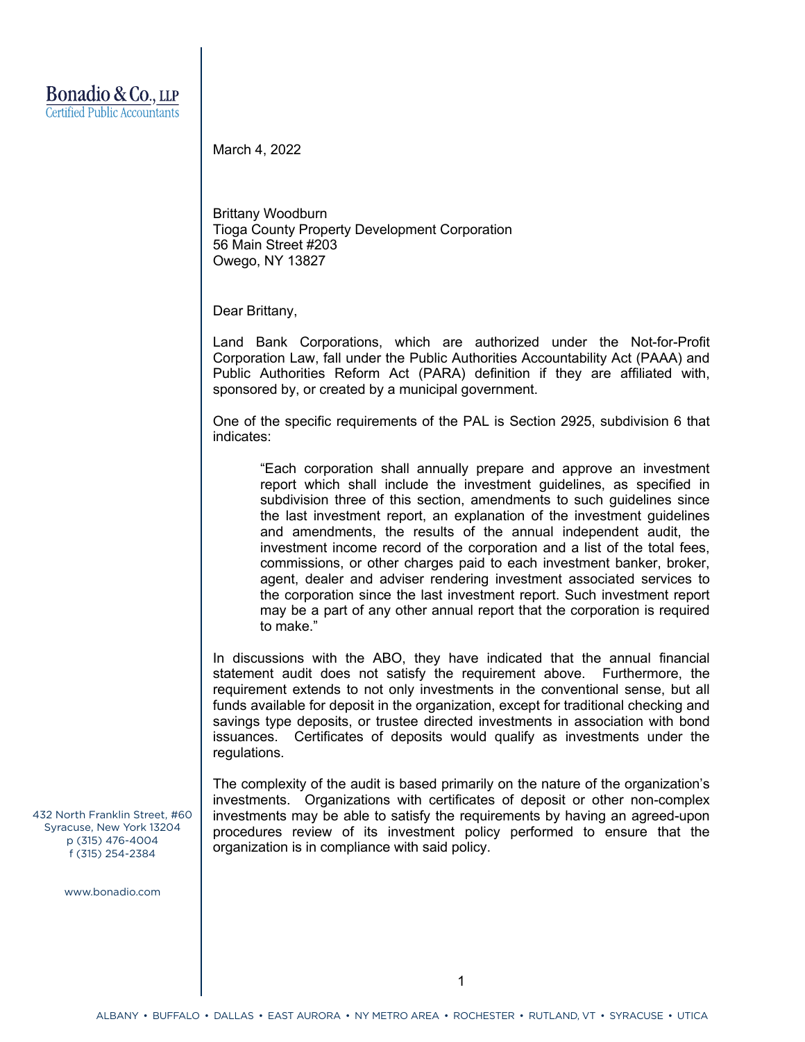Bonadio & Co., LLP
Certified Public Accountants

March 4, 2022

Brittany Woodburn
Tioga County Property Development Corporation
56 Main Street #203
Owego, NY 13827

Dear Brittany,

Land Bank Corporations, which are authorized under the Not-for-Profit Corporation Law, fall under the Public Authorities Accountability Act (PAAA) and Public Authorities Reform Act (PARA) definition if they are affiliated with, sponsored by, or created by a municipal government.

One of the specific requirements of the PAL is Section 2925, subdivision 6 that indicates:

> "Each corporation shall annually prepare and approve an investment report which shall include the investment guidelines, as specified in subdivision three of this section, amendments to such guidelines since the last investment report, an explanation of the investment guidelines and amendments, the results of the annual independent audit, the investment income record of the corporation and a list of the total fees, commissions, or other charges paid to each investment banker, broker, agent, dealer and adviser rendering investment associated services to the corporation since the last investment report. Such investment report may be a part of any other annual report that the corporation is required to make."

In discussions with the ABO, they have indicated that the annual financial statement audit does not satisfy the requirement above. Furthermore, the requirement extends to not only investments in the conventional sense, but all funds available for deposit in the organization, except for traditional checking and savings type deposits, or trustee directed investments in association with bond issuances. Certificates of deposits would qualify as investments under the regulations.

The complexity of the audit is based primarily on the nature of the organization's investments. Organizations with certificates of deposit or other non-complex investments may be able to satisfy the requirements by having an agreed-upon procedures review of its investment policy performed to ensure that the organization is in compliance with said policy.

432 North Franklin Street, #60
Syracuse, New York 13204
p (315) 476-4004
f (315) 254-2384

www.bonadio.com

ALBANY • BUFFALO • DALLAS • EAST AURORA • NY METRO AREA • ROCHESTER • RUTLAND, VT • SYRACUSE • UTICA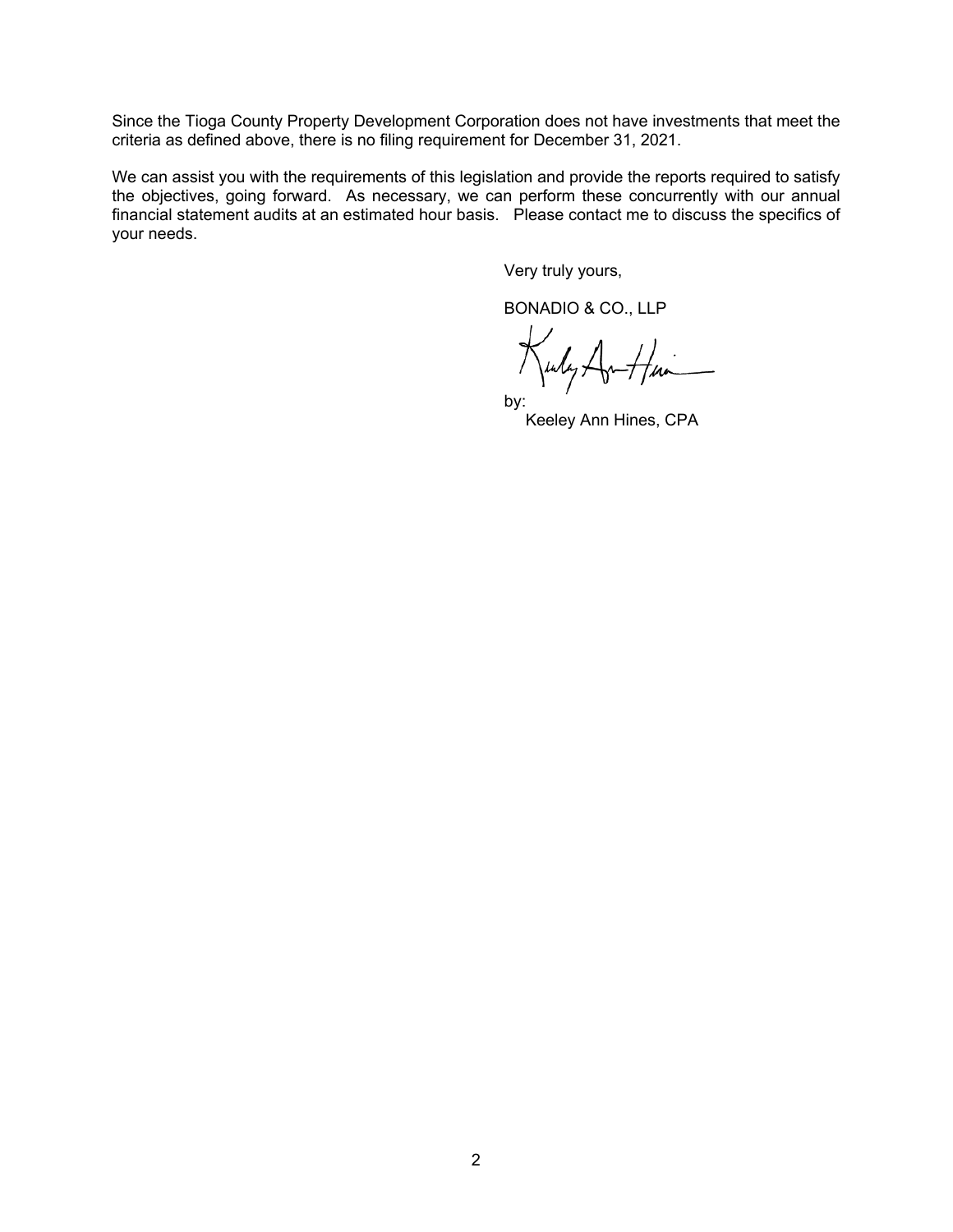Since the Tioga County Property Development Corporation does not have investments that meet the criteria as defined above, there is no filing requirement for December 31, 2021.

We can assist you with the requirements of this legislation and provide the reports required to satisfy the objectives, going forward. As necessary, we can perform these concurrently with our annual financial statement audits at an estimated hour basis. Please contact me to discuss the specifics of your needs.

Very truly yours,

BONADIO & CO., LLP

by:
Keeley Ann Hines, CPA